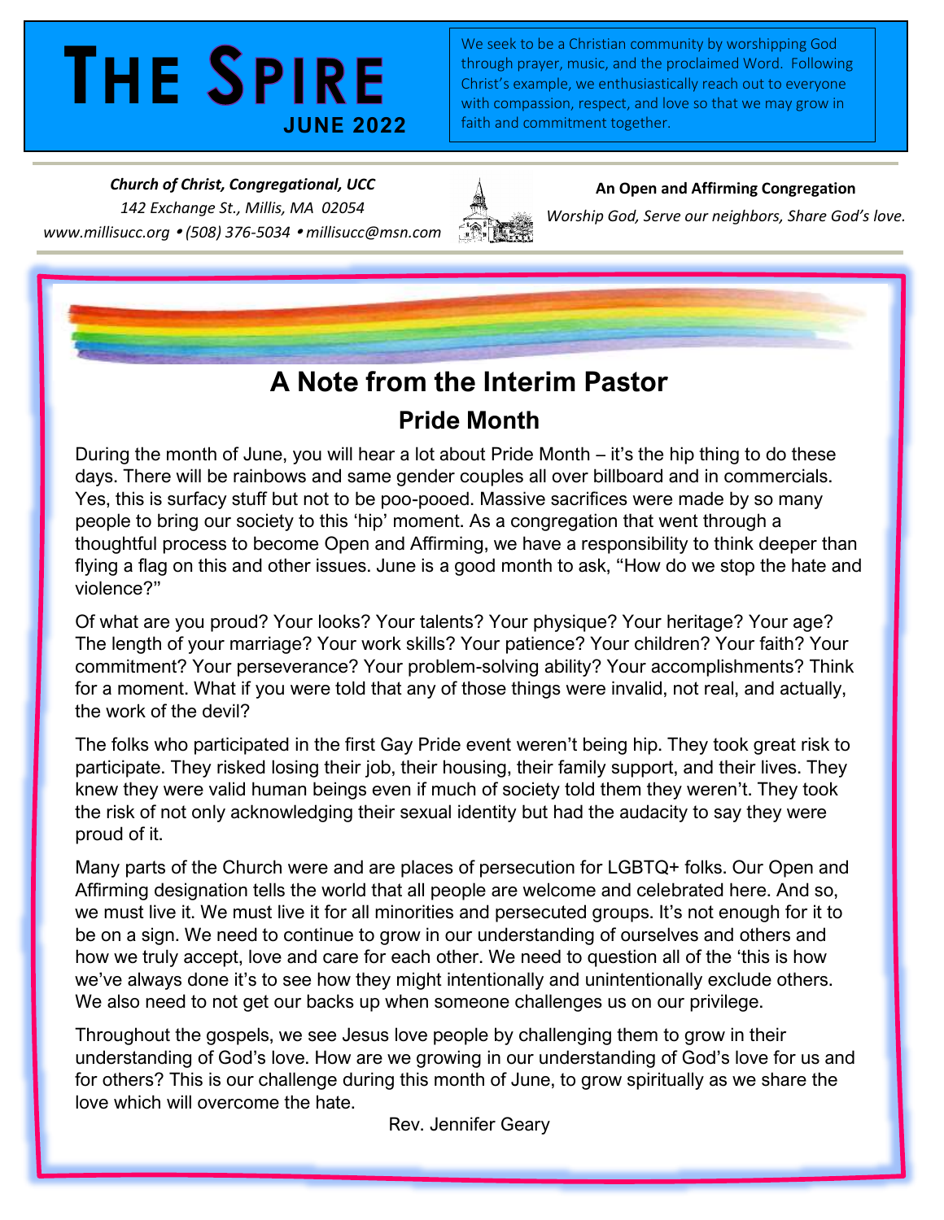# THE SPIRE

**JUNE 2022**

We seek to be a Christian community by worshipping God through prayer, music, and the proclaimed Word. Following Christ's example, we enthusiastically reach out to everyone with compassion, respect, and love so that we may grow in faith and commitment together.

***Church of Christ, Congregational, UCC***
*142 Exchange St., Millis, MA 02054*
*www.millisucc.org • (508) 376-5034 • millisucc@msn.com*

**An Open and Affirming Congregation**
*Worship God, Serve our neighbors, Share God's love.*

## A Note from the Interim Pastor

### Pride Month

During the month of June, you will hear a lot about Pride Month – it's the hip thing to do these days. There will be rainbows and same gender couples all over billboard and in commercials. Yes, this is surfacy stuff but not to be poo-pooed. Massive sacrifices were made by so many people to bring our society to this 'hip' moment. As a congregation that went through a thoughtful process to become Open and Affirming, we have a responsibility to think deeper than flying a flag on this and other issues. June is a good month to ask, "How do we stop the hate and violence?"

Of what are you proud? Your looks? Your talents? Your physique? Your heritage? Your age? The length of your marriage? Your work skills? Your patience? Your children? Your faith? Your commitment? Your perseverance? Your problem-solving ability? Your accomplishments? Think for a moment. What if you were told that any of those things were invalid, not real, and actually, the work of the devil?

The folks who participated in the first Gay Pride event weren't being hip. They took great risk to participate. They risked losing their job, their housing, their family support, and their lives. They knew they were valid human beings even if much of society told them they weren't. They took the risk of not only acknowledging their sexual identity but had the audacity to say they were proud of it.

Many parts of the Church were and are places of persecution for LGBTQ+ folks. Our Open and Affirming designation tells the world that all people are welcome and celebrated here. And so, we must live it. We must live it for all minorities and persecuted groups. It's not enough for it to be on a sign. We need to continue to grow in our understanding of ourselves and others and how we truly accept, love and care for each other. We need to question all of the 'this is how we've always done it's to see how they might intentionally and unintentionally exclude others. We also need to not get our backs up when someone challenges us on our privilege.

Throughout the gospels, we see Jesus love people by challenging them to grow in their understanding of God's love. How are we growing in our understanding of God's love for us and for others? This is our challenge during this month of June, to grow spiritually as we share the love which will overcome the hate.

Rev. Jennifer Geary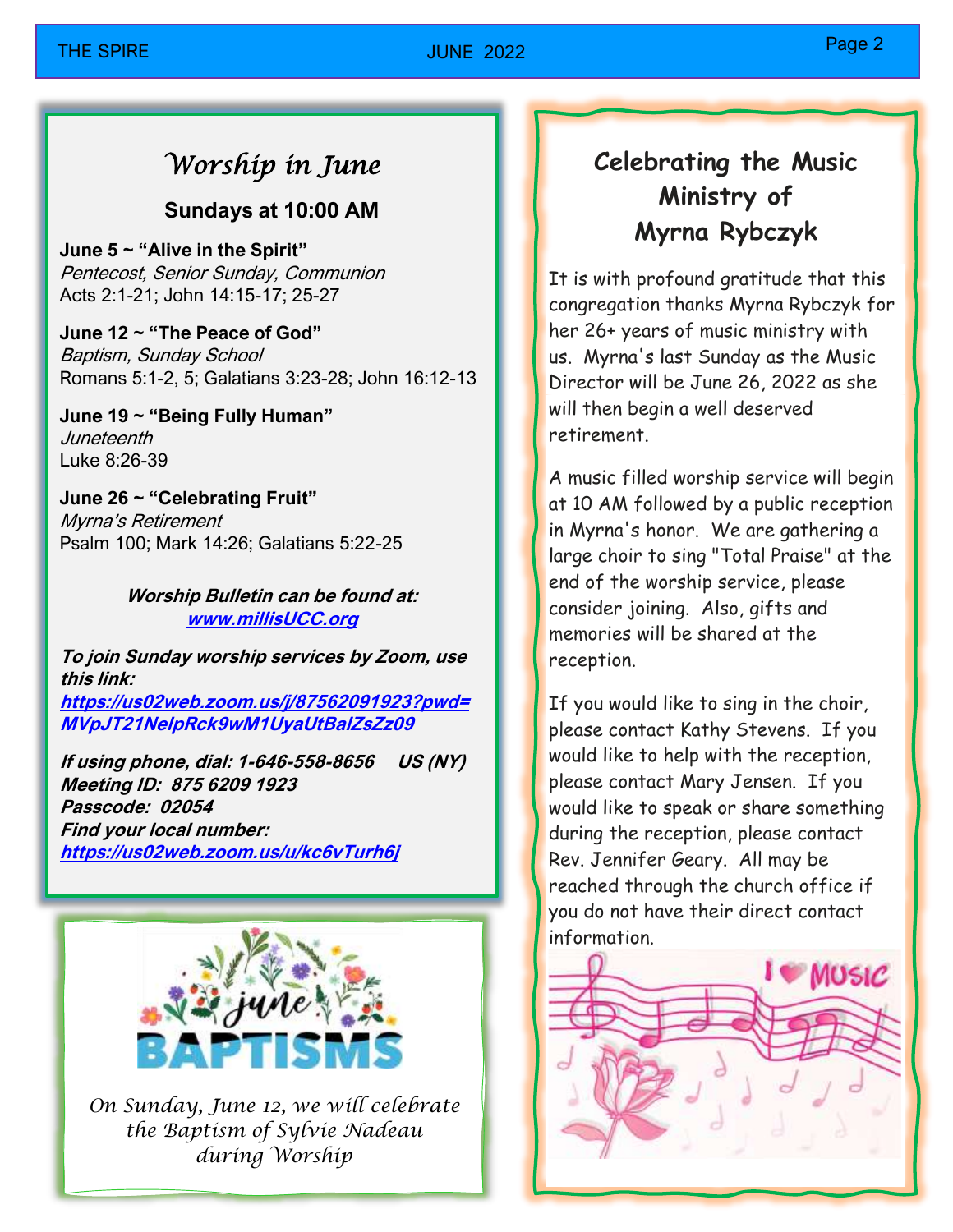## *Worship in June*

### Sundays at 10:00 AM

**June 5 ~ "Alive in the Spirit"**
*Pentecost, Senior Sunday, Communion*
Acts 2:1-21; John 14:15-17; 25-27

**June 12 ~ "The Peace of God"**
*Baptism, Sunday School*
Romans 5:1-2, 5; Galatians 3:23-28; John 16:12-13

**June 19 ~ "Being Fully Human"**
*Juneteenth*
Luke 8:26-39

**June 26 ~ "Celebrating Fruit"**
*Myrna's Retirement*
Psalm 100; Mark 14:26; Galatians 5:22-25

***Worship Bulletin can be found at:***
***www.millisUCC.org***

***To join Sunday worship services by Zoom, use this link:***
***https://us02web.zoom.us/j/87562091923?pwd=MVpJT21NelpRck9wM1UyaUtBalZsZz09***

***If using phone, dial: 1-646-558-8656 US (NY)***
***Meeting ID: 875 6209 1923***
***Passcode: 02054***
***Find your local number:***
***https://us02web.zoom.us/u/kc6vTurh6j***

**june BAPTISMS**

*On Sunday, June 12, we will celebrate the Baptism of Sylvie Nadeau during Worship*

## Celebrating the Music Ministry of Myrna Rybczyk

It is with profound gratitude that this congregation thanks Myrna Rybczyk for her 26+ years of music ministry with us. Myrna's last Sunday as the Music Director will be June 26, 2022 as she will then begin a well deserved retirement.

A music filled worship service will begin at 10 AM followed by a public reception in Myrna's honor. We are gathering a large choir to sing "Total Praise" at the end of the worship service, please consider joining. Also, gifts and memories will be shared at the reception.

If you would like to sing in the choir, please contact Kathy Stevens. If you would like to help with the reception, please contact Mary Jensen. If you would like to speak or share something during the reception, please contact Rev. Jennifer Geary. All may be reached through the church office if you do not have their direct contact information.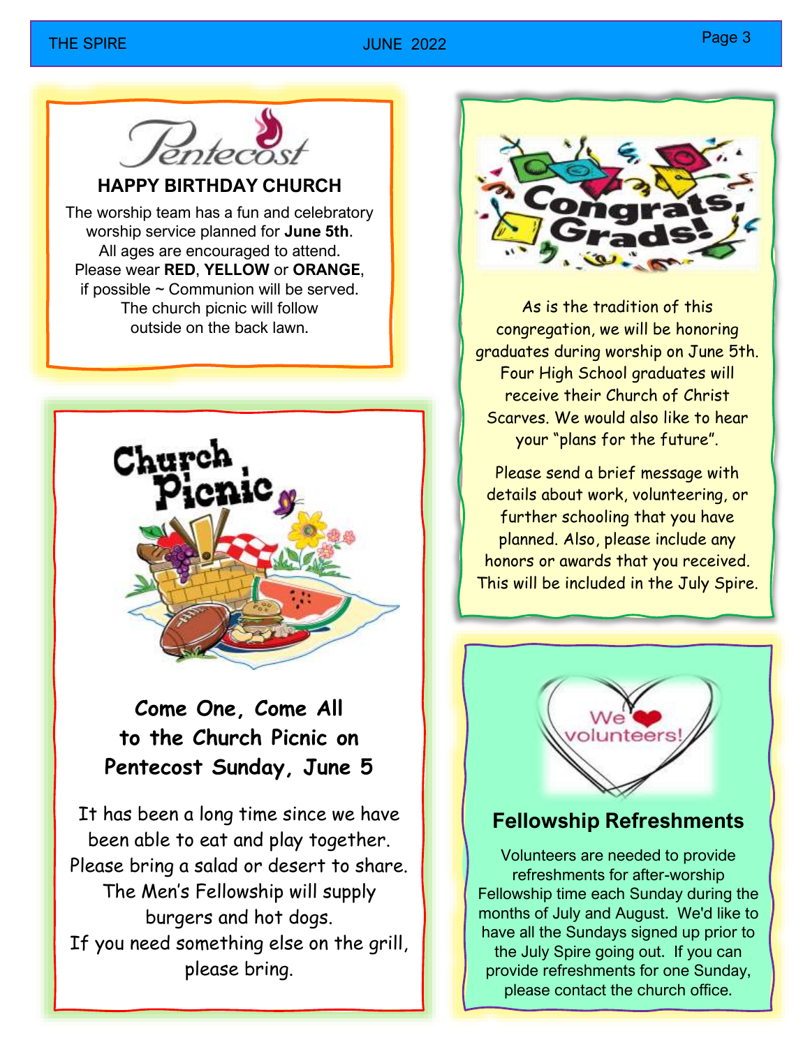# Pentecost

## HAPPY BIRTHDAY CHURCH

The worship team has a fun and celebratory worship service planned for **June 5th**. All ages are encouraged to attend. Please wear **RED**, **YELLOW** or **ORANGE**, if possible ~ Communion will be served. The church picnic will follow outside on the back lawn.

# Church Picnic

## Come One, Come All to the Church Picnic on Pentecost Sunday, June 5

It has been a long time since we have been able to eat and play together. Please bring a salad or desert to share. The Men's Fellowship will supply burgers and hot dogs. If you need something else on the grill, please bring.

# Congrats, Grads!

As is the tradition of this congregation, we will be honoring graduates during worship on June 5th. Four High School graduates will receive their Church of Christ Scarves. We would also like to hear your "plans for the future".

Please send a brief message with details about work, volunteering, or further schooling that you have planned. Also, please include any honors or awards that you received. This will be included in the July Spire.

We ❤ volunteers!

## Fellowship Refreshments

Volunteers are needed to provide refreshments for after-worship Fellowship time each Sunday during the months of July and August. We'd like to have all the Sundays signed up prior to the July Spire going out. If you can provide refreshments for one Sunday, please contact the church office.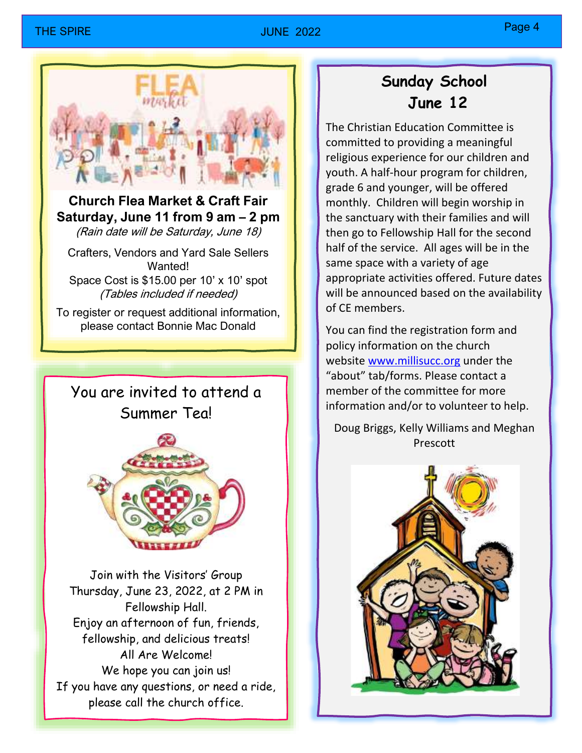## Church Flea Market & Craft Fair

**Saturday, June 11 from 9 am – 2 pm**

*(Rain date will be Saturday, June 18)*

Crafters, Vendors and Yard Sale Sellers Wanted!

Space Cost is $15.00 per 10' x 10' spot

*(Tables included if needed)*

To register or request additional information, please contact Bonnie Mac Donald

## You are invited to attend a Summer Tea!

Join with the Visitors' Group Thursday, June 23, 2022, at 2 PM in Fellowship Hall.

Enjoy an afternoon of fun, friends, fellowship, and delicious treats!

All Are Welcome!

We hope you can join us!

If you have any questions, or need a ride, please call the church office.

## Sunday School June 12

The Christian Education Committee is committed to providing a meaningful religious experience for our children and youth. A half-hour program for children, grade 6 and younger, will be offered monthly. Children will begin worship in the sanctuary with their families and will then go to Fellowship Hall for the second half of the service. All ages will be in the same space with a variety of age appropriate activities offered. Future dates will be announced based on the availability of CE members.

You can find the registration form and policy information on the church website www.millisucc.org under the "about" tab/forms. Please contact a member of the committee for more information and/or to volunteer to help.

Doug Briggs, Kelly Williams and Meghan Prescott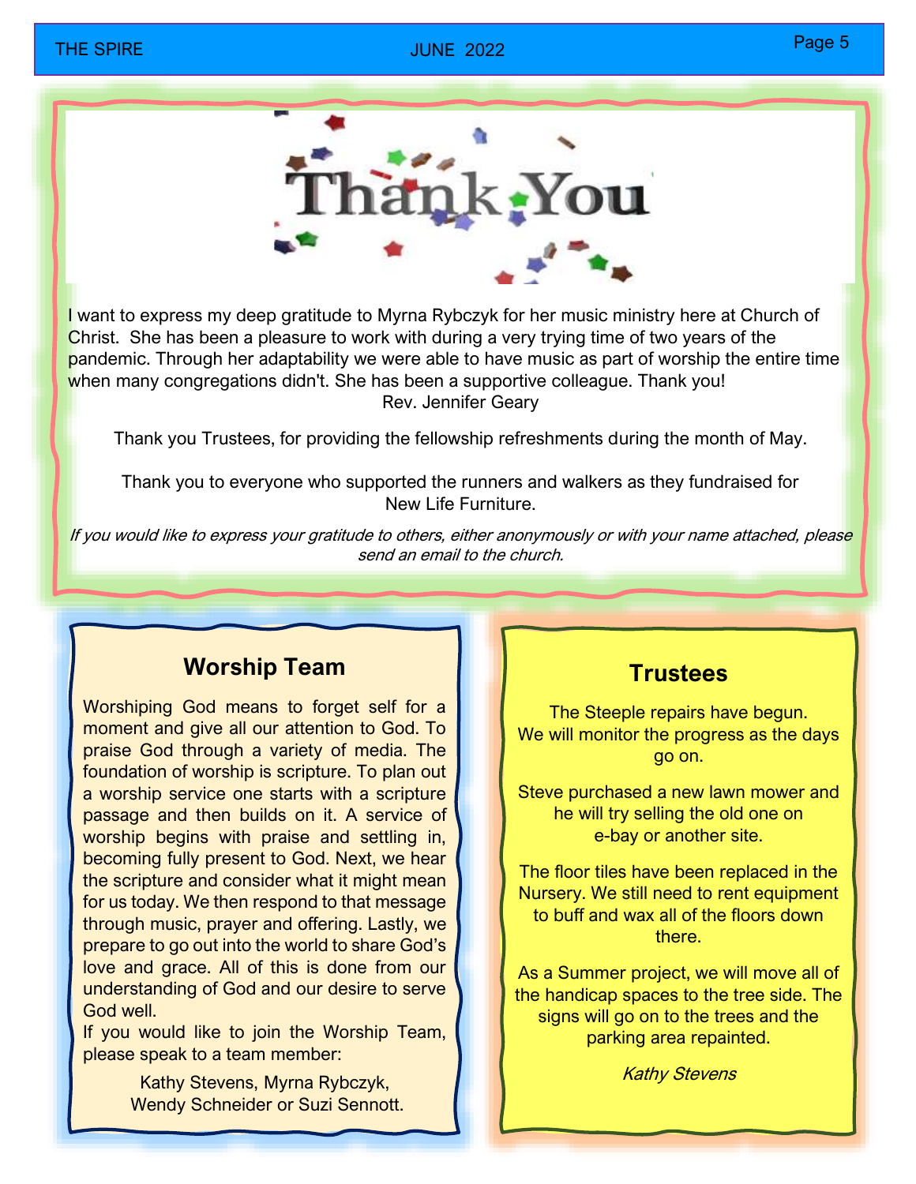# Thank You

I want to express my deep gratitude to Myrna Rybczyk for her music ministry here at Church of Christ. She has been a pleasure to work with during a very trying time of two years of the pandemic. Through her adaptability we were able to have music as part of worship the entire time when many congregations didn't. She has been a supportive colleague. Thank you!

Rev. Jennifer Geary

Thank you Trustees, for providing the fellowship refreshments during the month of May.

Thank you to everyone who supported the runners and walkers as they fundraised for New Life Furniture.

*If you would like to express your gratitude to others, either anonymously or with your name attached, please send an email to the church.*

## Worship Team

Worshiping God means to forget self for a moment and give all our attention to God. To praise God through a variety of media. The foundation of worship is scripture. To plan out a worship service one starts with a scripture passage and then builds on it. A service of worship begins with praise and settling in, becoming fully present to God. Next, we hear the scripture and consider what it might mean for us today. We then respond to that message through music, prayer and offering. Lastly, we prepare to go out into the world to share God's love and grace. All of this is done from our understanding of God and our desire to serve God well.

If you would like to join the Worship Team, please speak to a team member:

Kathy Stevens, Myrna Rybczyk, Wendy Schneider or Suzi Sennott.

## Trustees

The Steeple repairs have begun. We will monitor the progress as the days go on.

Steve purchased a new lawn mower and he will try selling the old one on e-bay or another site.

The floor tiles have been replaced in the Nursery. We still need to rent equipment to buff and wax all of the floors down there.

As a Summer project, we will move all of the handicap spaces to the tree side. The signs will go on to the trees and the parking area repainted.

*Kathy Stevens*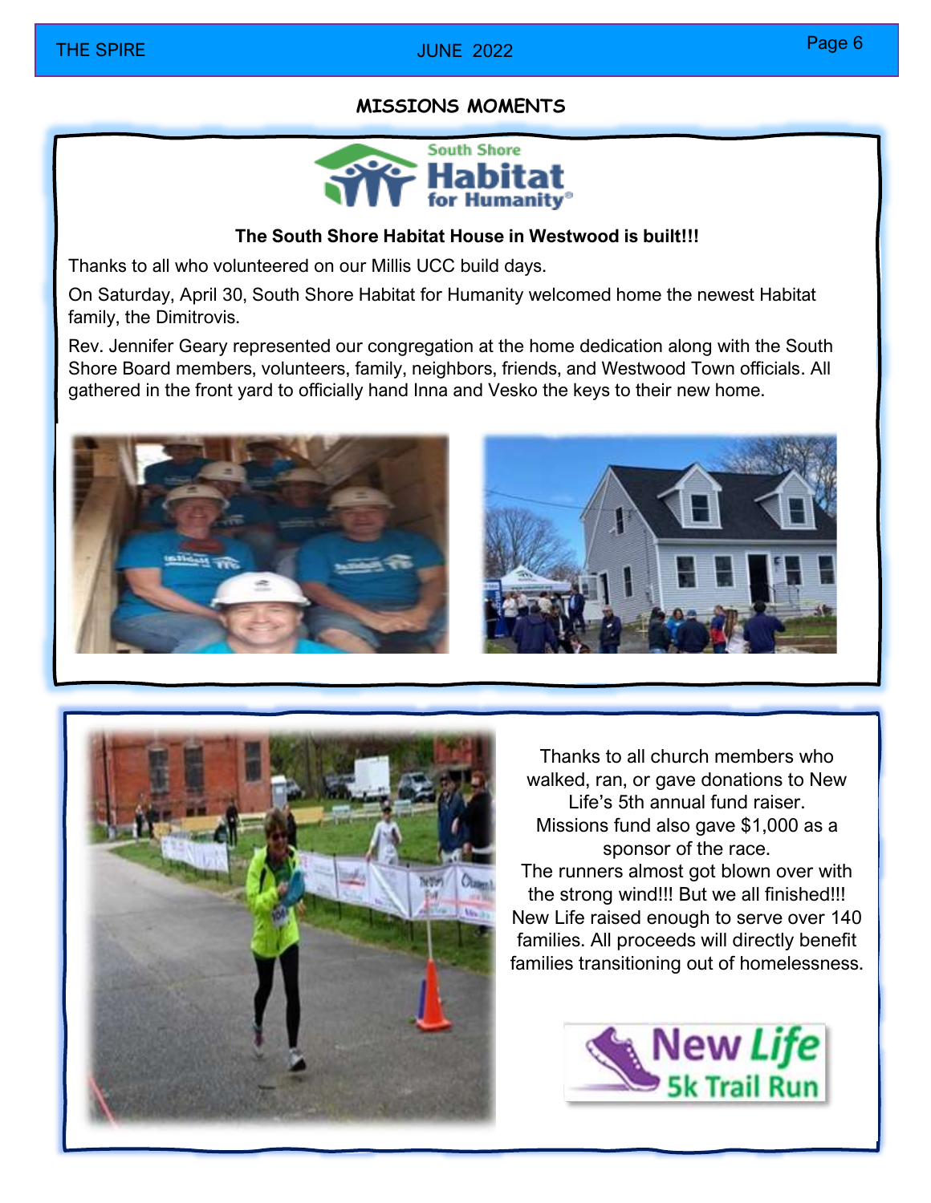## MISSIONS MOMENTS

South Shore Habitat for Humanity

**The South Shore Habitat House in Westwood is built!!!**

Thanks to all who volunteered on our Millis UCC build days.

On Saturday, April 30, South Shore Habitat for Humanity welcomed home the newest Habitat family, the Dimitrovis.

Rev. Jennifer Geary represented our congregation at the home dedication along with the South Shore Board members, volunteers, family, neighbors, friends, and Westwood Town officials. All gathered in the front yard to officially hand Inna and Vesko the keys to their new home.

Thanks to all church members who walked, ran, or gave donations to New Life's 5th annual fund raiser. Missions fund also gave $1,000 as a sponsor of the race. The runners almost got blown over with the strong wind!!! But we all finished!!! New Life raised enough to serve over 140 families. All proceeds will directly benefit families transitioning out of homelessness.

New Life 5k Trail Run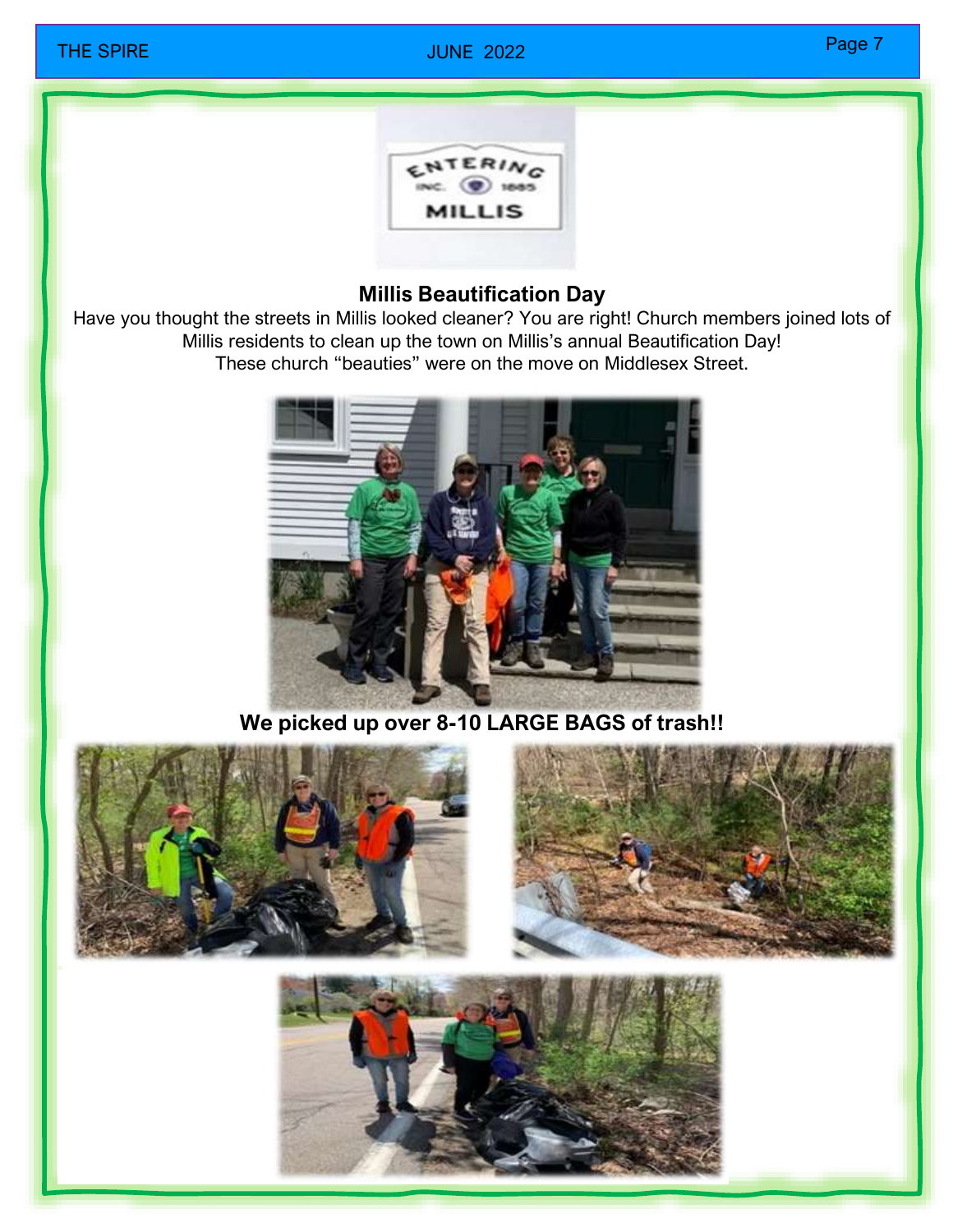## Millis Beautification Day

Have you thought the streets in Millis looked cleaner? You are right! Church members joined lots of Millis residents to clean up the town on Millis's annual Beautification Day! These church "beauties" were on the move on Middlesex Street.

**We picked up over 8-10 LARGE BAGS of trash!!**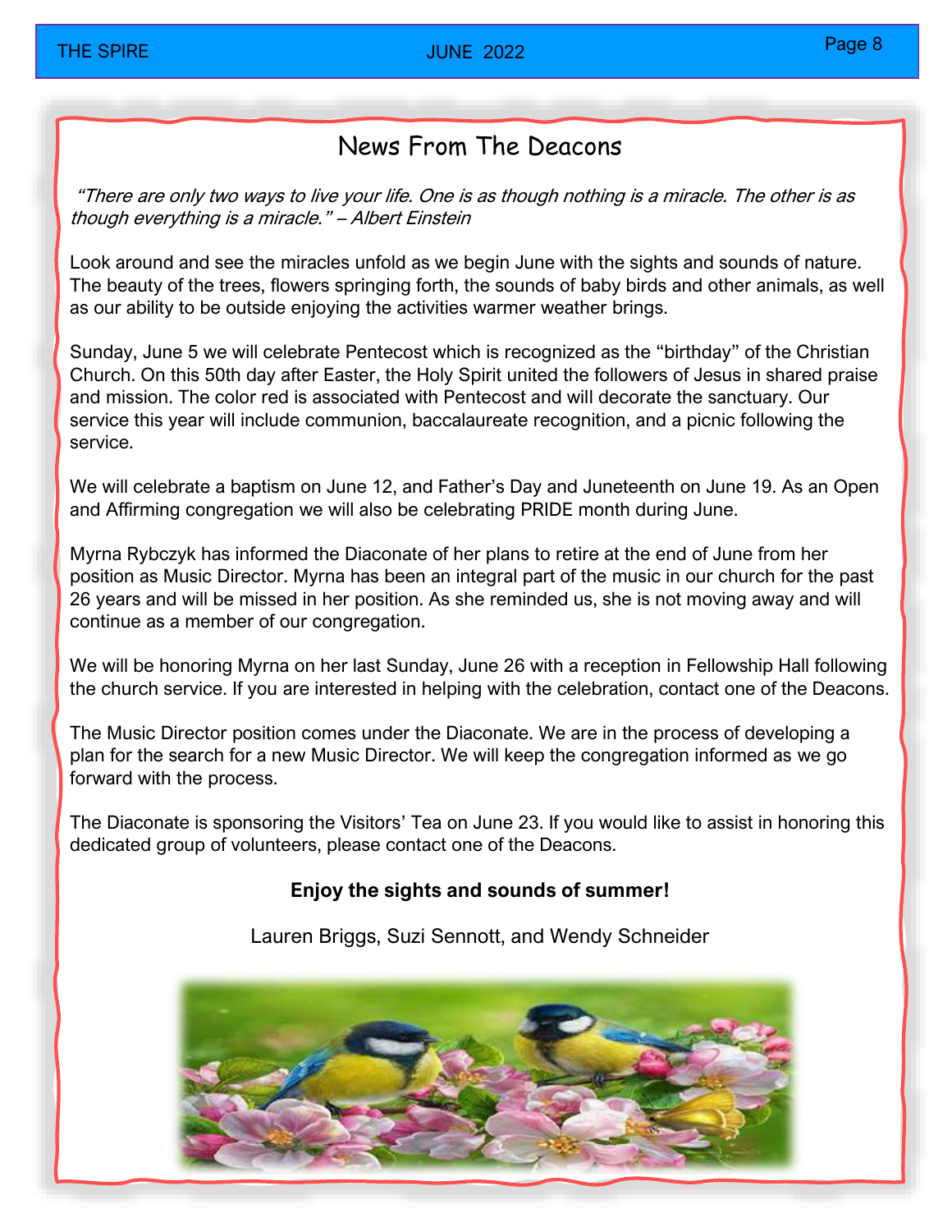# News From The Deacons

*"There are only two ways to live your life. One is as though nothing is a miracle. The other is as though everything is a miracle." – Albert Einstein*

Look around and see the miracles unfold as we begin June with the sights and sounds of nature. The beauty of the trees, flowers springing forth, the sounds of baby birds and other animals, as well as our ability to be outside enjoying the activities warmer weather brings.

Sunday, June 5 we will celebrate Pentecost which is recognized as the "birthday" of the Christian Church. On this 50th day after Easter, the Holy Spirit united the followers of Jesus in shared praise and mission. The color red is associated with Pentecost and will decorate the sanctuary. Our service this year will include communion, baccalaureate recognition, and a picnic following the service.

We will celebrate a baptism on June 12, and Father's Day and Juneteenth on June 19. As an Open and Affirming congregation we will also be celebrating PRIDE month during June.

Myrna Rybczyk has informed the Diaconate of her plans to retire at the end of June from her position as Music Director. Myrna has been an integral part of the music in our church for the past 26 years and will be missed in her position. As she reminded us, she is not moving away and will continue as a member of our congregation.

We will be honoring Myrna on her last Sunday, June 26 with a reception in Fellowship Hall following the church service. If you are interested in helping with the celebration, contact one of the Deacons.

The Music Director position comes under the Diaconate. We are in the process of developing a plan for the search for a new Music Director. We will keep the congregation informed as we go forward with the process.

The Diaconate is sponsoring the Visitors' Tea on June 23. If you would like to assist in honoring this dedicated group of volunteers, please contact one of the Deacons.

**Enjoy the sights and sounds of summer!**

Lauren Briggs, Suzi Sennott, and Wendy Schneider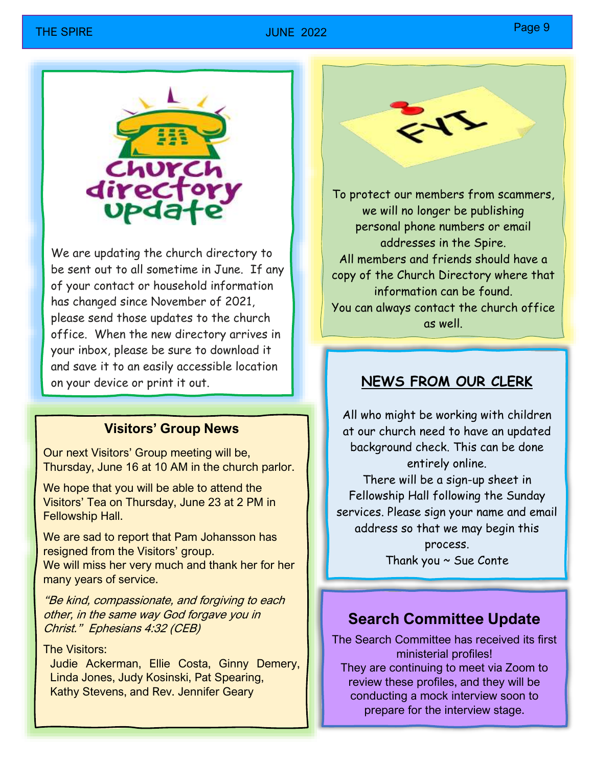## Church Directory Update

We are updating the church directory to be sent out to all sometime in June. If any of your contact or household information has changed since November of 2021, please send those updates to the church office. When the new directory arrives in your inbox, please be sure to download it and save it to an easily accessible location on your device or print it out.

## FYI

To protect our members from scammers, we will no longer be publishing personal phone numbers or email addresses in the Spire.
All members and friends should have a copy of the Church Directory where that information can be found.
You can always contact the church office as well.

## Visitors' Group News

Our next Visitors' Group meeting will be, Thursday, June 16 at 10 AM in the church parlor.

We hope that you will be able to attend the Visitors' Tea on Thursday, June 23 at 2 PM in Fellowship Hall.

We are sad to report that Pam Johansson has resigned from the Visitors' group.
We will miss her very much and thank her for her many years of service.

*"Be kind, compassionate, and forgiving to each other, in the same way God forgave you in Christ." Ephesians 4:32 (CEB)*

The Visitors:
Judie Ackerman, Ellie Costa, Ginny Demery, Linda Jones, Judy Kosinski, Pat Spearing, Kathy Stevens, and Rev. Jennifer Geary

## NEWS FROM OUR CLERK

All who might be working with children at our church need to have an updated background check. This can be done entirely online.
There will be a sign-up sheet in Fellowship Hall following the Sunday services. Please sign your name and email address so that we may begin this process.
Thank you ~ Sue Conte

## Search Committee Update

The Search Committee has received its first ministerial profiles!
They are continuing to meet via Zoom to review these profiles, and they will be conducting a mock interview soon to prepare for the interview stage.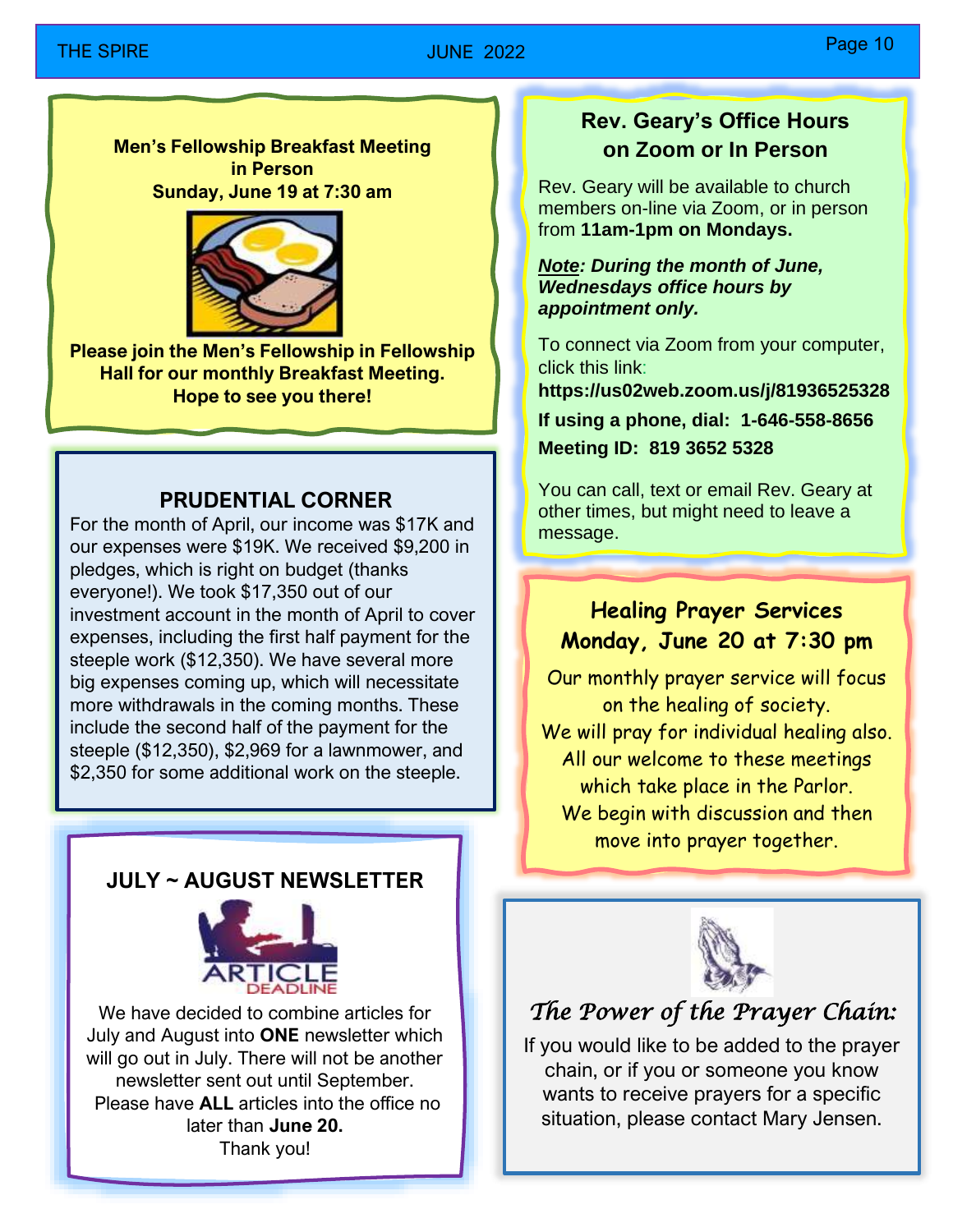## Men's Fellowship Breakfast Meeting in Person

**Sunday, June 19 at 7:30 am**

**Please join the Men's Fellowship in Fellowship Hall for our monthly Breakfast Meeting. Hope to see you there!**

## PRUDENTIAL CORNER

For the month of April, our income was $17K and our expenses were $19K. We received $9,200 in pledges, which is right on budget (thanks everyone!). We took $17,350 out of our investment account in the month of April to cover expenses, including the first half payment for the steeple work ($12,350). We have several more big expenses coming up, which will necessitate more withdrawals in the coming months. These include the second half of the payment for the steeple ($12,350), $2,969 for a lawnmower, and $2,350 for some additional work on the steeple.

## JULY ~ AUGUST NEWSLETTER

ARTICLE DEADLINE

We have decided to combine articles for July and August into **ONE** newsletter which will go out in July. There will not be another newsletter sent out until September. Please have **ALL** articles into the office no later than **June 20.**

Thank you!

## Rev. Geary's Office Hours on Zoom or In Person

Rev. Geary will be available to church members on-line via Zoom, or in person from **11am-1pm on Mondays.**

***Note: During the month of June, Wednesdays office hours by appointment only.***

To connect via Zoom from your computer, click this link:

**https://us02web.zoom.us/j/81936525328**

**If using a phone, dial: 1-646-558-8656**

**Meeting ID: 819 3652 5328**

You can call, text or email Rev. Geary at other times, but might need to leave a message.

## Healing Prayer Services Monday, June 20 at 7:30 pm

Our monthly prayer service will focus on the healing of society.
We will pray for individual healing also.
All our welcome to these meetings which take place in the Parlor.
We begin with discussion and then move into prayer together.

## *The Power of the Prayer Chain:*

If you would like to be added to the prayer chain, or if you or someone you know wants to receive prayers for a specific situation, please contact Mary Jensen.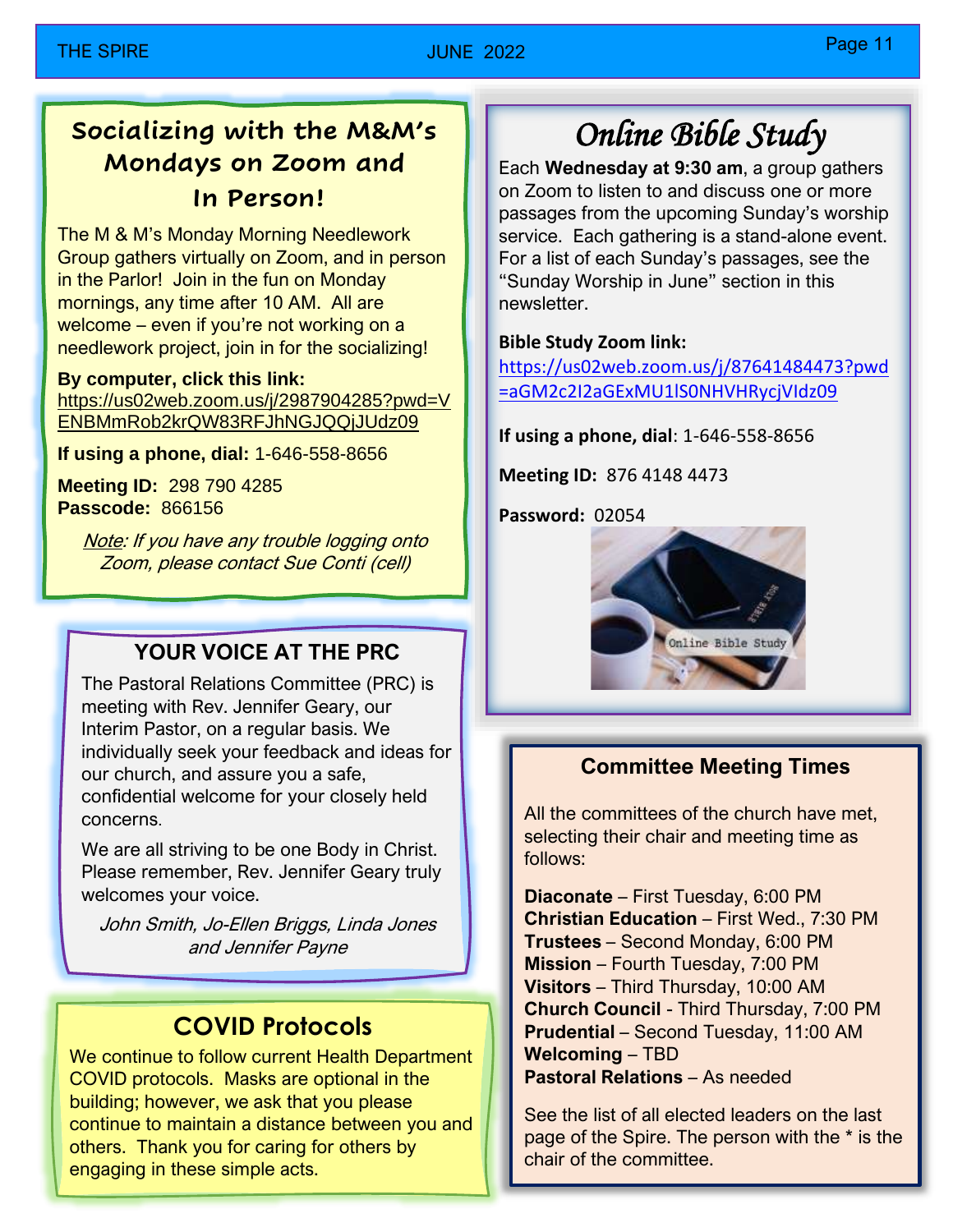## Socializing with the M&M's Mondays on Zoom and In Person!

The M & M's Monday Morning Needlework Group gathers virtually on Zoom, and in person in the Parlor! Join in the fun on Monday mornings, any time after 10 AM. All are welcome – even if you're not working on a needlework project, join in for the socializing!

**By computer, click this link:**
https://us02web.zoom.us/j/2987904285?pwd=VENBMmRob2krQW83RFJhNGJQQjJUdz09

**If using a phone, dial:** 1-646-558-8656

**Meeting ID:** 298 790 4285
**Passcode:** 866156

*Note: If you have any trouble logging onto Zoom, please contact Sue Conti (cell)*

## YOUR VOICE AT THE PRC

The Pastoral Relations Committee (PRC) is meeting with Rev. Jennifer Geary, our Interim Pastor, on a regular basis. We individually seek your feedback and ideas for our church, and assure you a safe, confidential welcome for your closely held concerns.

We are all striving to be one Body in Christ. Please remember, Rev. Jennifer Geary truly welcomes your voice.

*John Smith, Jo-Ellen Briggs, Linda Jones and Jennifer Payne*

## COVID Protocols

We continue to follow current Health Department COVID protocols. Masks are optional in the building; however, we ask that you please continue to maintain a distance between you and others. Thank you for caring for others by engaging in these simple acts.

## Online Bible Study

Each **Wednesday at 9:30 am**, a group gathers on Zoom to listen to and discuss one or more passages from the upcoming Sunday's worship service. Each gathering is a stand-alone event. For a list of each Sunday's passages, see the "Sunday Worship in June" section in this newsletter.

**Bible Study Zoom link:**
https://us02web.zoom.us/j/87641484473?pwd=aGM2c2I2aGExMU1lS0NHVHRycjVIdz09

**If using a phone, dial**: 1-646-558-8656

**Meeting ID:** 876 4148 4473

**Password:** 02054

## Committee Meeting Times

All the committees of the church have met, selecting their chair and meeting time as follows:

**Diaconate** – First Tuesday, 6:00 PM
**Christian Education** – First Wed., 7:30 PM
**Trustees** – Second Monday, 6:00 PM
**Mission** – Fourth Tuesday, 7:00 PM
**Visitors** – Third Thursday, 10:00 AM
**Church Council** - Third Thursday, 7:00 PM
**Prudential** – Second Tuesday, 11:00 AM
**Welcoming** – TBD
**Pastoral Relations** – As needed

See the list of all elected leaders on the last page of the Spire. The person with the * is the chair of the committee.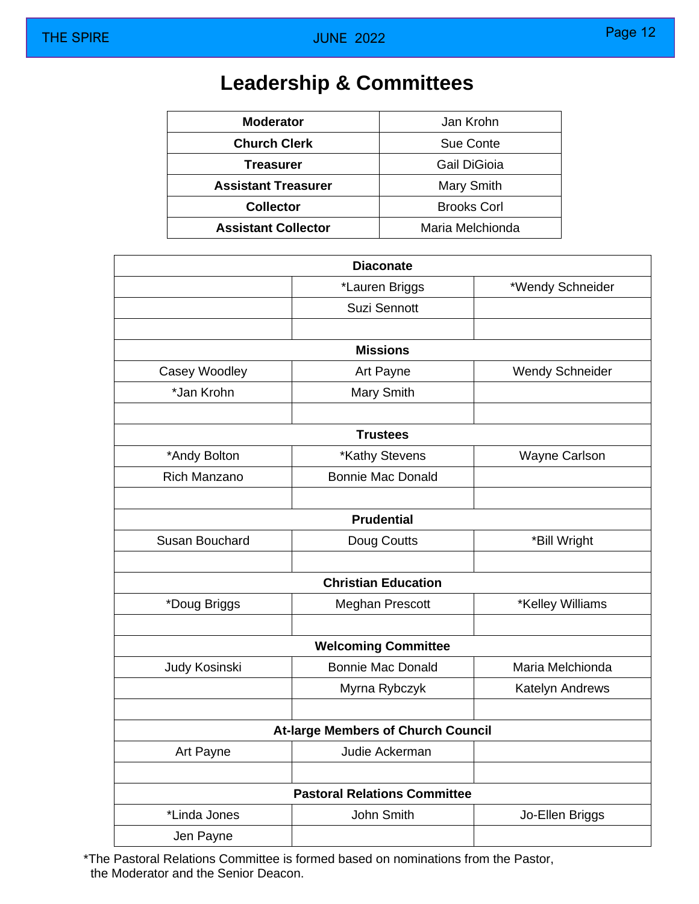# Leadership & Committees

| Moderator | Jan Krohn |
|---|---|
| **Church Clerk** | Sue Conte |
| **Treasurer** | Gail DiGioia |
| **Assistant Treasurer** | Mary Smith |
| **Collector** | Brooks Corl |
| **Assistant Collector** | Maria Melchionda |

| | **Diaconate** | |
|---|---|---|
| | *Lauren Briggs | *Wendy Schneider |
| | Suzi Sennott | |
| | | |
| | **Missions** | |
| Casey Woodley | Art Payne | Wendy Schneider |
| *Jan Krohn | Mary Smith | |
| | | |
| | **Trustees** | |
| *Andy Bolton | *Kathy Stevens | Wayne Carlson |
| Rich Manzano | Bonnie Mac Donald | |
| | | |
| | **Prudential** | |
| Susan Bouchard | Doug Coutts | *Bill Wright |
| | | |
| | **Christian Education** | |
| *Doug Briggs | Meghan Prescott | *Kelley Williams |
| | | |
| | **Welcoming Committee** | |
| Judy Kosinski | Bonnie Mac Donald | Maria Melchionda |
| | Myrna Rybczyk | Katelyn Andrews |
| | | |
| | **At-large Members of Church Council** | |
| Art Payne | Judie Ackerman | |
| | | |
| | **Pastoral Relations Committee** | |
| *Linda Jones | John Smith | Jo-Ellen Briggs |
| Jen Payne | | |

*The Pastoral Relations Committee is formed based on nominations from the Pastor, the Moderator and the Senior Deacon.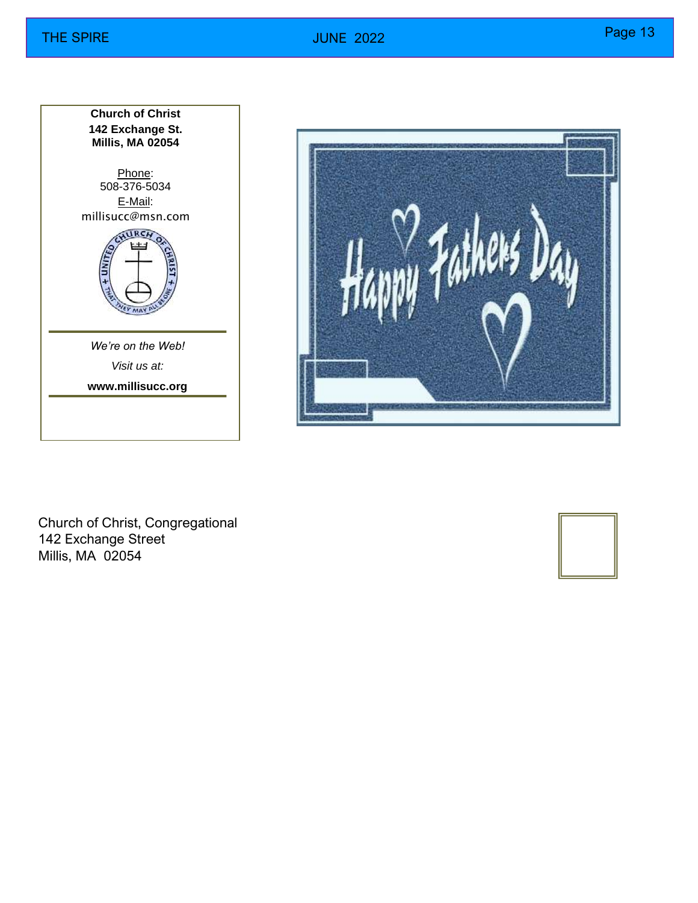**Church of Christ**
**142 Exchange St.**
**Millis, MA 02054**

Phone:
508-376-5034
E-Mail:
millisucc@msn.com

*We're on the Web!*

*Visit us at:*

**www.millisucc.org**

Church of Christ, Congregational
142 Exchange Street
Millis, MA 02054